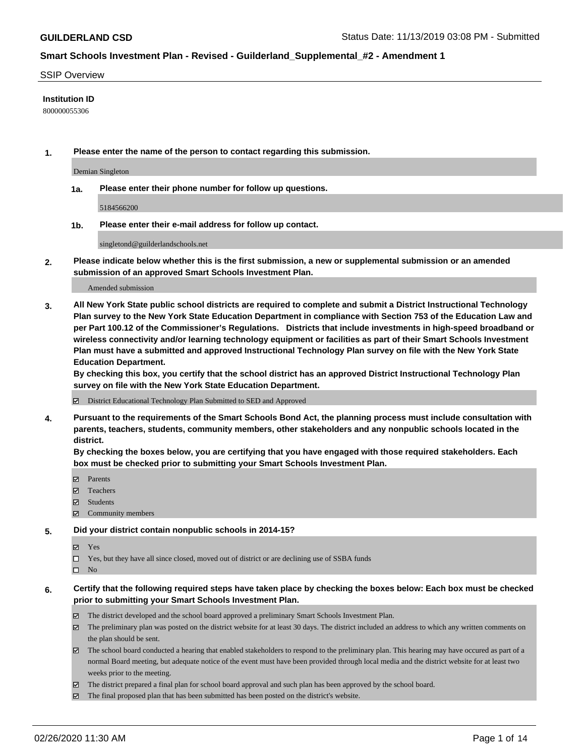**GUILDERLAND CSD** Status Date: 11/13/2019 03:08 PM - Submitted

**Smart Schools Investment Plan - Revised - Guilderland_Supplemental_#2 - Amendment 1**

SSIP Overview

**Institution ID**

800000055306

**1. Please enter the name of the person to contact regarding this submission.**

Demian Singleton

**1a. Please enter their phone number for follow up questions.**

5184566200

**1b. Please enter their e-mail address for follow up contact.**

singletond@guilderlandschools.net

**2. Please indicate below whether this is the first submission, a new or supplemental submission or an amended submission of an approved Smart Schools Investment Plan.**

Amended submission

**3. All New York State public school districts are required to complete and submit a District Instructional Technology Plan survey to the New York State Education Department in compliance with Section 753 of the Education Law and per Part 100.12 of the Commissioner's Regulations. Districts that include investments in high-speed broadband or wireless connectivity and/or learning technology equipment or facilities as part of their Smart Schools Investment Plan must have a submitted and approved Instructional Technology Plan survey on file with the New York State Education Department.**
**By checking this box, you certify that the school district has an approved District Instructional Technology Plan survey on file with the New York State Education Department.**

☑ District Educational Technology Plan Submitted to SED and Approved

**4. Pursuant to the requirements of the Smart Schools Bond Act, the planning process must include consultation with parents, teachers, students, community members, other stakeholders and any nonpublic schools located in the district.**
**By checking the boxes below, you are certifying that you have engaged with those required stakeholders. Each box must be checked prior to submitting your Smart Schools Investment Plan.**

☑ Parents
☑ Teachers
☑ Students
☑ Community members

**5. Did your district contain nonpublic schools in 2014-15?**

☑ Yes
☐ Yes, but they have all since closed, moved out of district or are declining use of SSBA funds
☐ No

**6. Certify that the following required steps have taken place by checking the boxes below: Each box must be checked prior to submitting your Smart Schools Investment Plan.**

☑ The district developed and the school board approved a preliminary Smart Schools Investment Plan.
☑ The preliminary plan was posted on the district website for at least 30 days. The district included an address to which any written comments on the plan should be sent.
☑ The school board conducted a hearing that enabled stakeholders to respond to the preliminary plan. This hearing may have occured as part of a normal Board meeting, but adequate notice of the event must have been provided through local media and the district website for at least two weeks prior to the meeting.
☑ The district prepared a final plan for school board approval and such plan has been approved by the school board.
☑ The final proposed plan that has been submitted has been posted on the district's website.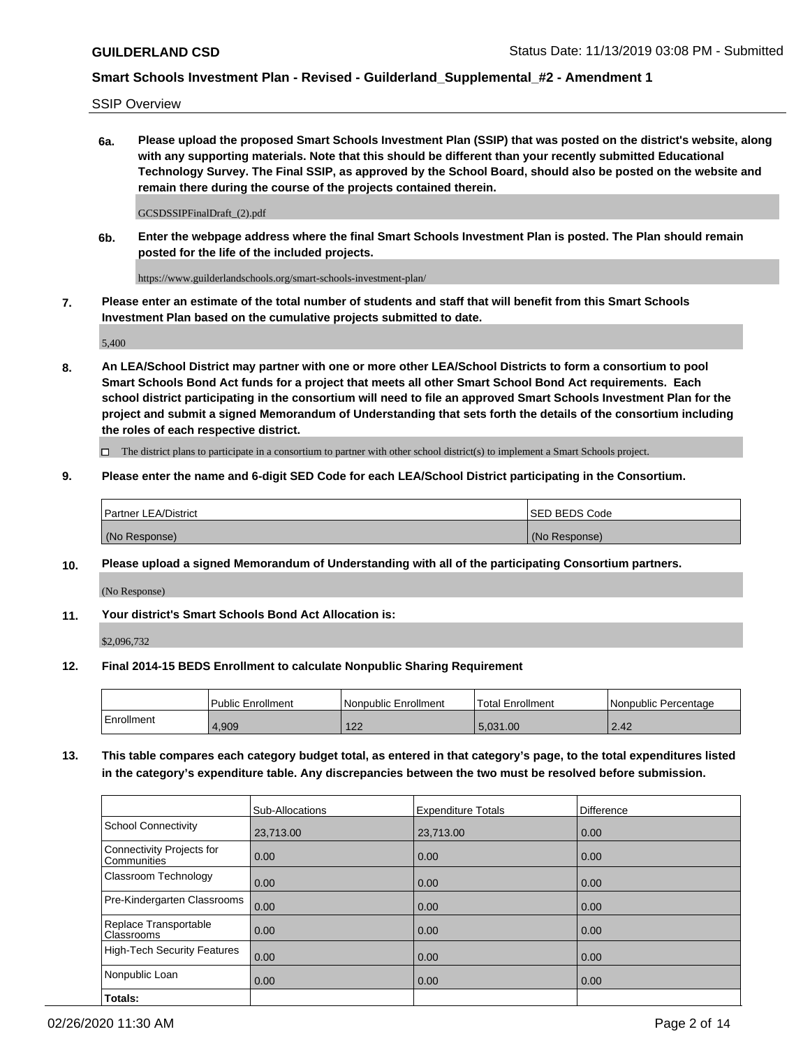SSIP Overview

**6a. Please upload the proposed Smart Schools Investment Plan (SSIP) that was posted on the district's website, along with any supporting materials. Note that this should be different than your recently submitted Educational Technology Survey. The Final SSIP, as approved by the School Board, should also be posted on the website and remain there during the course of the projects contained therein.**

GCSDSSIPFinalDraft_(2).pdf

**6b. Enter the webpage address where the final Smart Schools Investment Plan is posted. The Plan should remain posted for the life of the included projects.**

https://www.guilderlandschools.org/smart-schools-investment-plan/

**7. Please enter an estimate of the total number of students and staff that will benefit from this Smart Schools Investment Plan based on the cumulative projects submitted to date.**

5,400

**8. An LEA/School District may partner with one or more other LEA/School Districts to form a consortium to pool Smart Schools Bond Act funds for a project that meets all other Smart School Bond Act requirements. Each school district participating in the consortium will need to file an approved Smart Schools Investment Plan for the project and submit a signed Memorandum of Understanding that sets forth the details of the consortium including the roles of each respective district.**

☐ The district plans to participate in a consortium to partner with other school district(s) to implement a Smart Schools project.

**9. Please enter the name and 6-digit SED Code for each LEA/School District participating in the Consortium.**

| Partner LEA/District | SED BEDS Code |
|---|---|
| (No Response) | (No Response) |

**10. Please upload a signed Memorandum of Understanding with all of the participating Consortium partners.**

(No Response)

**11. Your district's Smart Schools Bond Act Allocation is:**

$2,096,732

**12. Final 2014-15 BEDS Enrollment to calculate Nonpublic Sharing Requirement**

| | Public Enrollment | Nonpublic Enrollment | Total Enrollment | Nonpublic Percentage |
|---|---|---|---|---|
| Enrollment | 4,909 | 122 | 5,031.00 | 2.42 |

**13. This table compares each category budget total, as entered in that category's page, to the total expenditures listed in the category's expenditure table. Any discrepancies between the two must be resolved before submission.**

| | Sub-Allocations | Expenditure Totals | Difference |
|---|---|---|---|
| School Connectivity | 23,713.00 | 23,713.00 | 0.00 |
| Connectivity Projects for Communities | 0.00 | 0.00 | 0.00 |
| Classroom Technology | 0.00 | 0.00 | 0.00 |
| Pre-Kindergarten Classrooms | 0.00 | 0.00 | 0.00 |
| Replace Transportable Classrooms | 0.00 | 0.00 | 0.00 |
| High-Tech Security Features | 0.00 | 0.00 | 0.00 |
| Nonpublic Loan | 0.00 | 0.00 | 0.00 |
| **Totals:** | | | |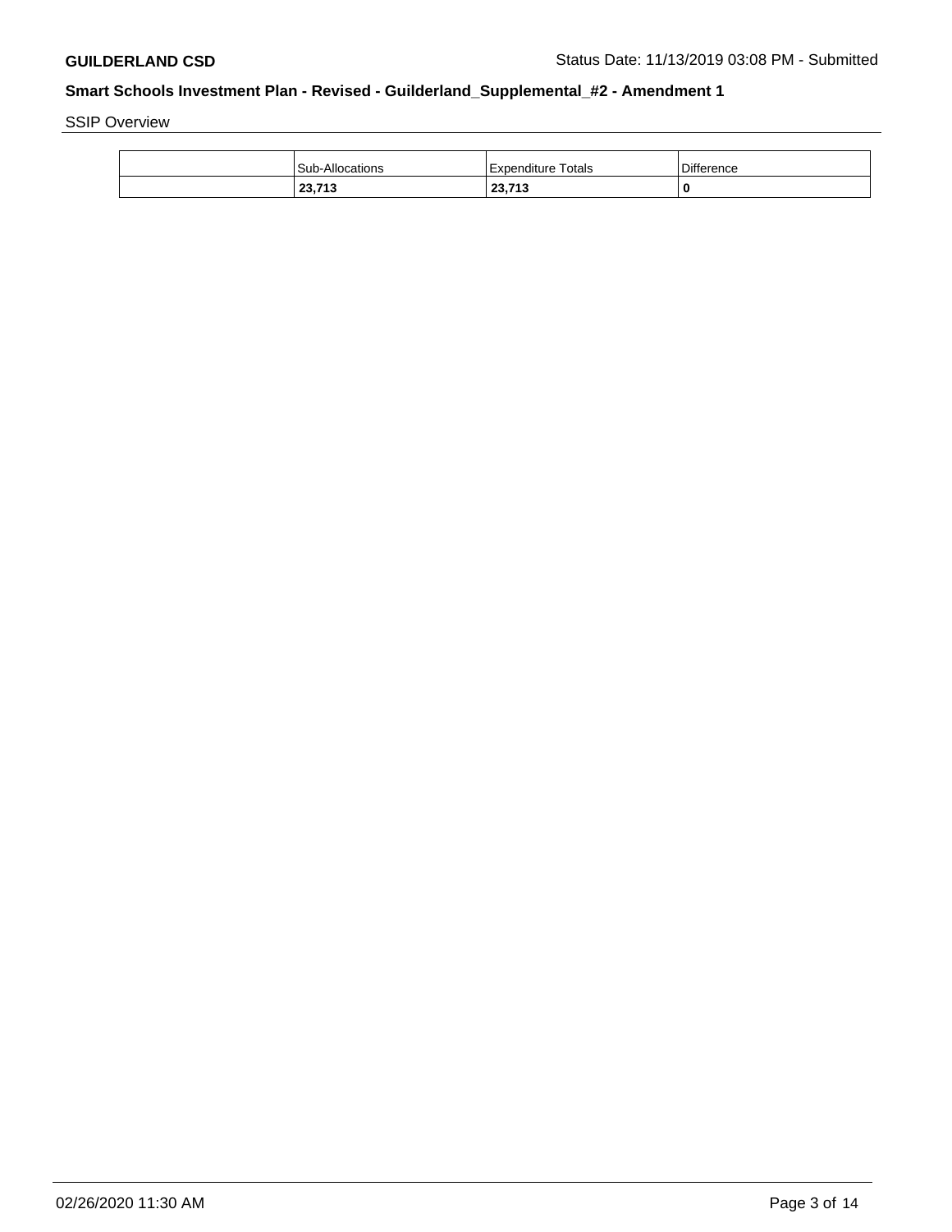SSIP Overview

| | Sub-Allocations | Expenditure Totals | Difference |
|---|---|---|---|
| | **23,713** | **23,713** | **0** |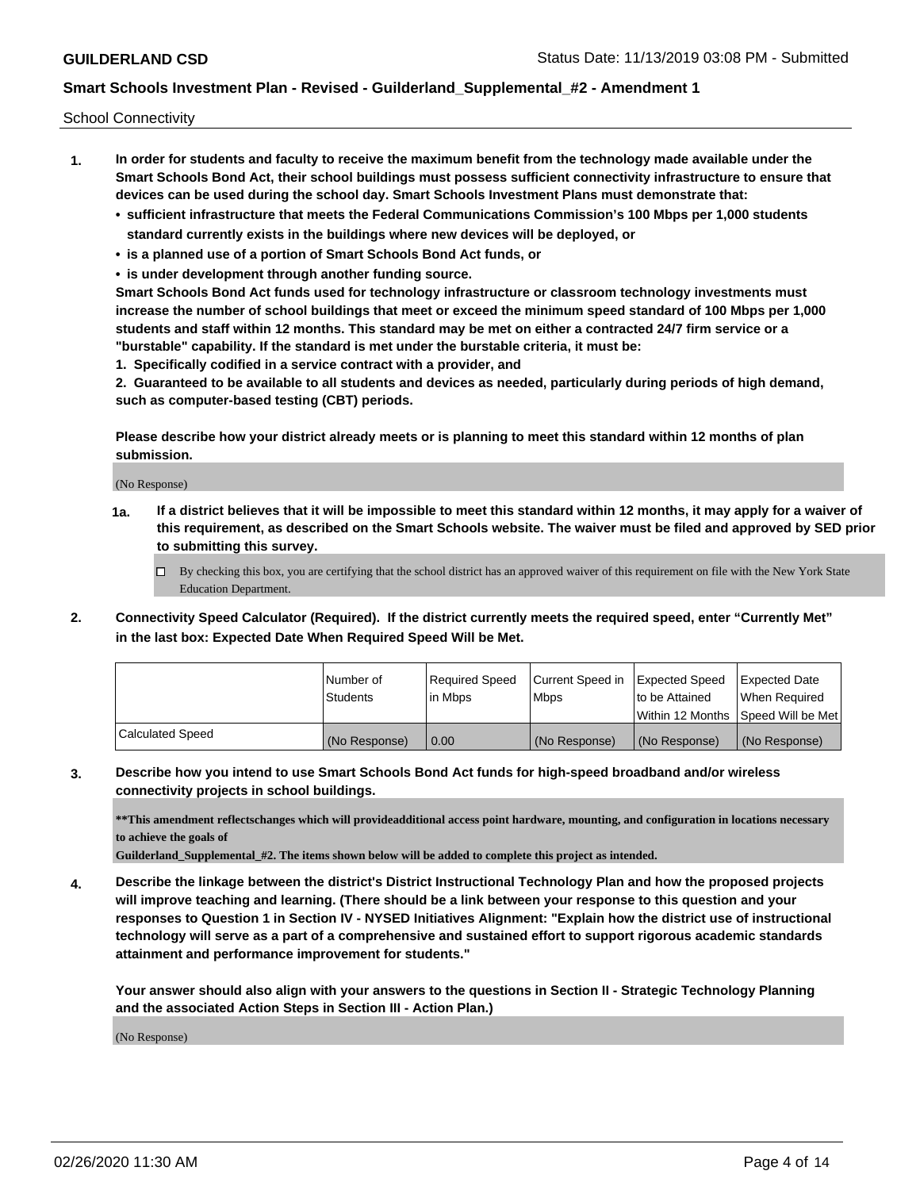School Connectivity

1. **In order for students and faculty to receive the maximum benefit from the technology made available under the Smart Schools Bond Act, their school buildings must possess sufficient connectivity infrastructure to ensure that devices can be used during the school day. Smart Schools Investment Plans must demonstrate that:**
   - **sufficient infrastructure that meets the Federal Communications Commission's 100 Mbps per 1,000 students standard currently exists in the buildings where new devices will be deployed, or**
   - **is a planned use of a portion of Smart Schools Bond Act funds, or**
   - **is under development through another funding source.**

   **Smart Schools Bond Act funds used for technology infrastructure or classroom technology investments must increase the number of school buildings that meet or exceed the minimum speed standard of 100 Mbps per 1,000 students and staff within 12 months. This standard may be met on either a contracted 24/7 firm service or a "burstable" capability. If the standard is met under the burstable criteria, it must be:**

   **1. Specifically codified in a service contract with a provider, and**

   **2. Guaranteed to be available to all students and devices as needed, particularly during periods of high demand, such as computer-based testing (CBT) periods.**

   **Please describe how your district already meets or is planning to meet this standard within 12 months of plan submission.**

   (No Response)

   **1a. If a district believes that it will be impossible to meet this standard within 12 months, it may apply for a waiver of this requirement, as described on the Smart Schools website. The waiver must be filed and approved by SED prior to submitting this survey.**

   ☐ By checking this box, you are certifying that the school district has an approved waiver of this requirement on file with the New York State Education Department.

2. **Connectivity Speed Calculator (Required). If the district currently meets the required speed, enter "Currently Met" in the last box: Expected Date When Required Speed Will be Met.**

| | Number of Students | Required Speed in Mbps | Current Speed in Mbps | Expected Speed to be Attained Within 12 Months | Expected Date When Required Speed Will be Met |
|---|---|---|---|---|---|
| Calculated Speed | (No Response) | 0.00 | (No Response) | (No Response) | (No Response) |

3. **Describe how you intend to use Smart Schools Bond Act funds for high-speed broadband and/or wireless connectivity projects in school buildings.**

   **\*\*This amendment reflectschanges which will provideadditional access point hardware, mounting, and configuration in locations necessary to achieve the goals of Guilderland_Supplemental_#2. The items shown below will be added to complete this project as intended.**

4. **Describe the linkage between the district's District Instructional Technology Plan and how the proposed projects will improve teaching and learning. (There should be a link between your response to this question and your responses to Question 1 in Section IV - NYSED Initiatives Alignment: "Explain how the district use of instructional technology will serve as a part of a comprehensive and sustained effort to support rigorous academic standards attainment and performance improvement for students."**

   **Your answer should also align with your answers to the questions in Section II - Strategic Technology Planning and the associated Action Steps in Section III - Action Plan.)**

   (No Response)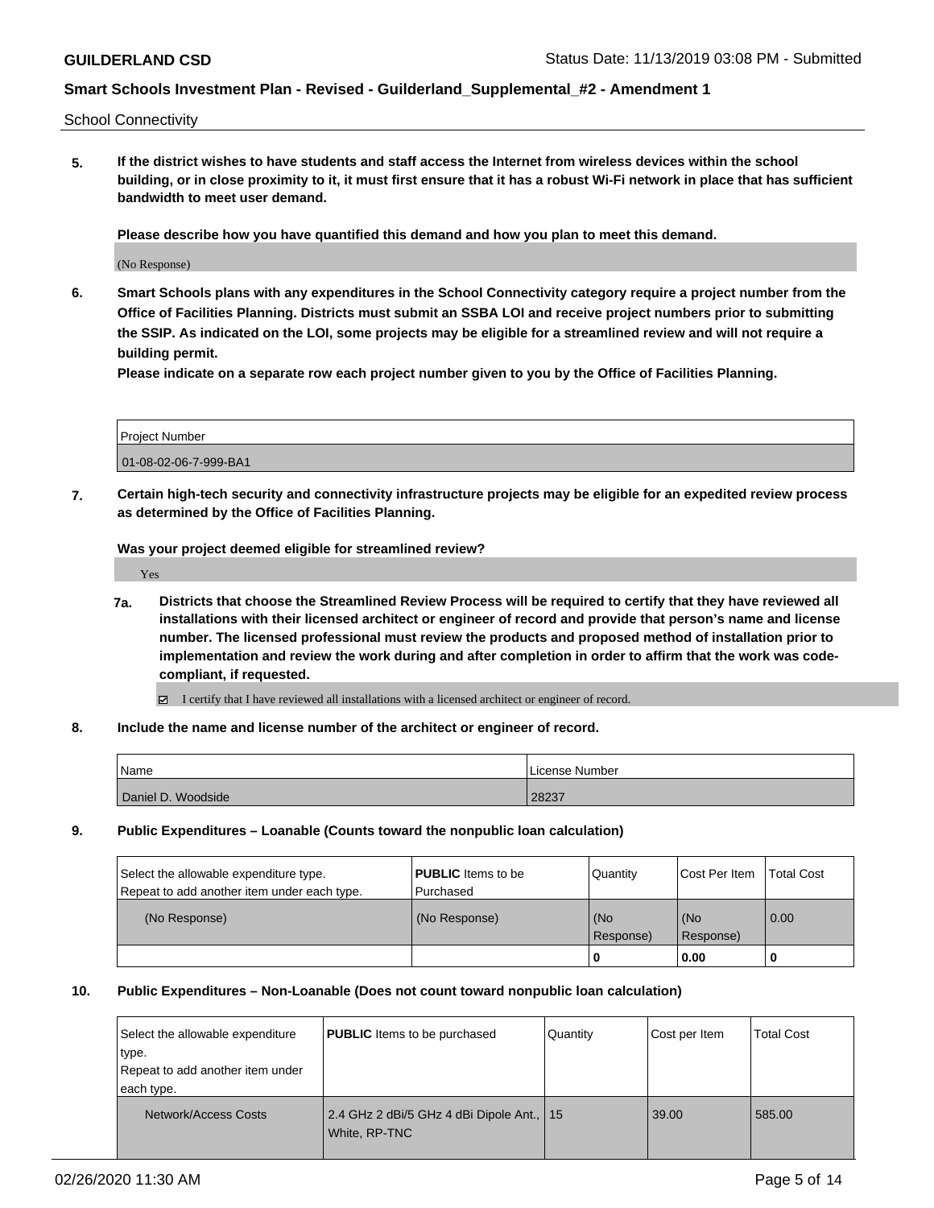School Connectivity

**5. If the district wishes to have students and staff access the Internet from wireless devices within the school building, or in close proximity to it, it must first ensure that it has a robust Wi-Fi network in place that has sufficient bandwidth to meet user demand.**

**Please describe how you have quantified this demand and how you plan to meet this demand.**

(No Response)

**6. Smart Schools plans with any expenditures in the School Connectivity category require a project number from the Office of Facilities Planning. Districts must submit an SSBA LOI and receive project numbers prior to submitting the SSIP. As indicated on the LOI, some projects may be eligible for a streamlined review and will not require a building permit.**

**Please indicate on a separate row each project number given to you by the Office of Facilities Planning.**

| Project Number |
| --- |
| 01-08-02-06-7-999-BA1 |

**7. Certain high-tech security and connectivity infrastructure projects may be eligible for an expedited review process as determined by the Office of Facilities Planning.**

**Was your project deemed eligible for streamlined review?**

Yes

**7a. Districts that choose the Streamlined Review Process will be required to certify that they have reviewed all installations with their licensed architect or engineer of record and provide that person's name and license number. The licensed professional must review the products and proposed method of installation prior to implementation and review the work during and after completion in order to affirm that the work was code-compliant, if requested.**

☑ I certify that I have reviewed all installations with a licensed architect or engineer of record.

**8. Include the name and license number of the architect or engineer of record.**

| Name | License Number |
| --- | --- |
| Daniel D. Woodside | 28237 |

**9. Public Expenditures – Loanable (Counts toward the nonpublic loan calculation)**

| Select the allowable expenditure type. Repeat to add another item under each type. | **PUBLIC** Items to be Purchased | Quantity | Cost Per Item | Total Cost |
| --- | --- | --- | --- | --- |
| (No Response) | (No Response) | (No Response) | (No Response) | 0.00 |
| | | **0** | **0.00** | **0** |

**10. Public Expenditures – Non-Loanable (Does not count toward nonpublic loan calculation)**

| Select the allowable expenditure type. Repeat to add another item under each type. | **PUBLIC** Items to be purchased | Quantity | Cost per Item | Total Cost |
| --- | --- | --- | --- | --- |
| Network/Access Costs | 2.4 GHz 2 dBi/5 GHz 4 dBi Dipole Ant., White, RP-TNC | 15 | 39.00 | 585.00 |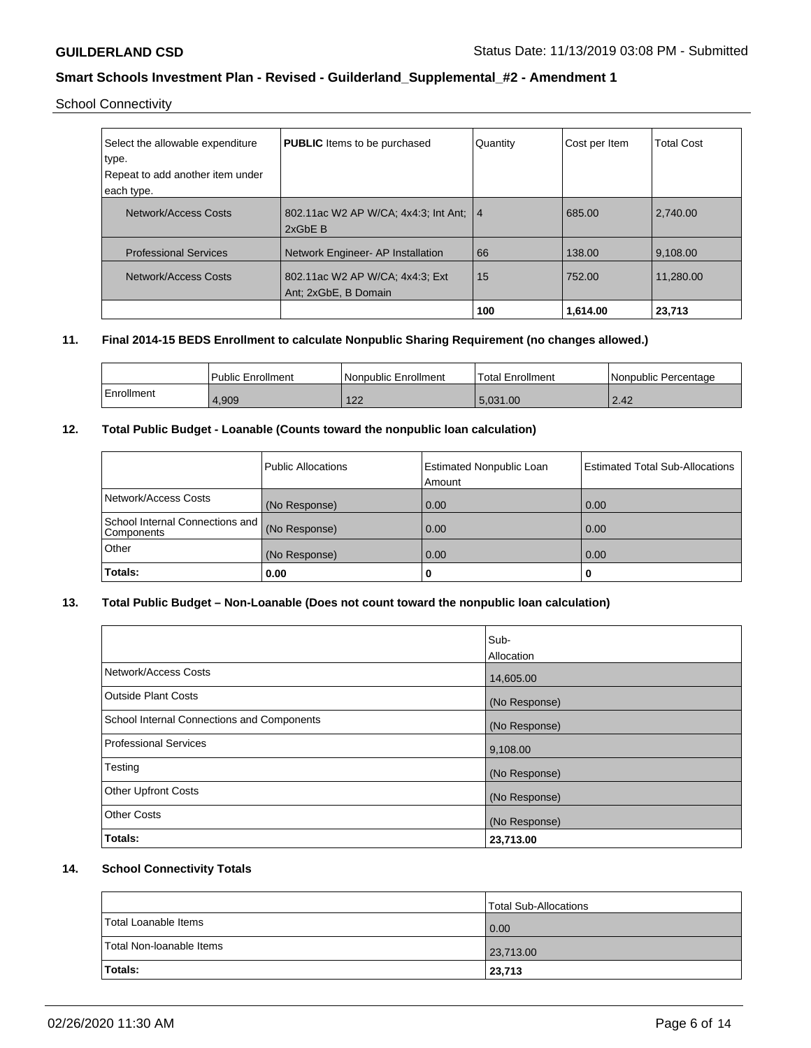School Connectivity

| Select the allowable expenditure type.<br>Repeat to add another item under each type. | **PUBLIC** Items to be purchased | Quantity | Cost per Item | Total Cost |
|---|---|---|---|---|
| Network/Access Costs | 802.11ac W2 AP W/CA; 4x4:3; Int Ant; 2xGbE B | 4 | 685.00 | 2,740.00 |
| Professional Services | Network Engineer- AP Installation | 66 | 138.00 | 9,108.00 |
| Network/Access Costs | 802.11ac W2 AP W/CA; 4x4:3; Ext Ant; 2xGbE, B Domain | 15 | 752.00 | 11,280.00 |
| | | **100** | **1,614.00** | **23,713** |

**11. Final 2014-15 BEDS Enrollment to calculate Nonpublic Sharing Requirement (no changes allowed.)**

| | Public Enrollment | Nonpublic Enrollment | Total Enrollment | Nonpublic Percentage |
|---|---|---|---|---|
| Enrollment | 4,909 | 122 | 5,031.00 | 2.42 |

**12. Total Public Budget - Loanable (Counts toward the nonpublic loan calculation)**

| | Public Allocations | Estimated Nonpublic Loan Amount | Estimated Total Sub-Allocations |
|---|---|---|---|
| Network/Access Costs | (No Response) | 0.00 | 0.00 |
| School Internal Connections and Components | (No Response) | 0.00 | 0.00 |
| Other | (No Response) | 0.00 | 0.00 |
| **Totals:** | **0.00** | **0** | **0** |

**13. Total Public Budget – Non-Loanable (Does not count toward the nonpublic loan calculation)**

| | Sub-Allocation |
|---|---|
| Network/Access Costs | 14,605.00 |
| Outside Plant Costs | (No Response) |
| School Internal Connections and Components | (No Response) |
| Professional Services | 9,108.00 |
| Testing | (No Response) |
| Other Upfront Costs | (No Response) |
| Other Costs | (No Response) |
| **Totals:** | **23,713.00** |

**14. School Connectivity Totals**

| | Total Sub-Allocations |
|---|---|
| Total Loanable Items | 0.00 |
| Total Non-loanable Items | 23,713.00 |
| **Totals:** | **23,713** |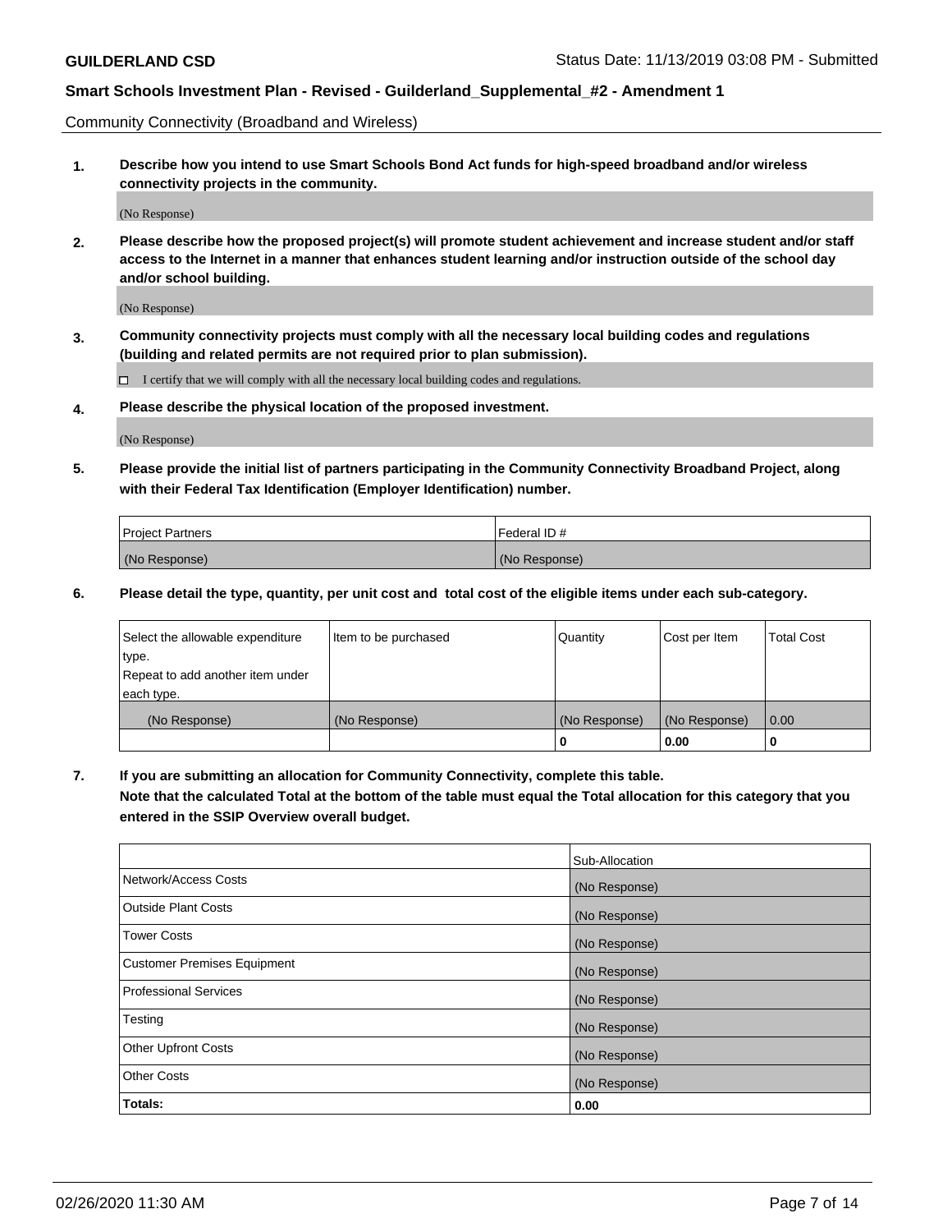Community Connectivity (Broadband and Wireless)

**1. Describe how you intend to use Smart Schools Bond Act funds for high-speed broadband and/or wireless connectivity projects in the community.**

(No Response)

**2. Please describe how the proposed project(s) will promote student achievement and increase student and/or staff access to the Internet in a manner that enhances student learning and/or instruction outside of the school day and/or school building.**

(No Response)

**3. Community connectivity projects must comply with all the necessary local building codes and regulations (building and related permits are not required prior to plan submission).**

☐ I certify that we will comply with all the necessary local building codes and regulations.

**4. Please describe the physical location of the proposed investment.**

(No Response)

**5. Please provide the initial list of partners participating in the Community Connectivity Broadband Project, along with their Federal Tax Identification (Employer Identification) number.**

| Project Partners | Federal ID # |
|---|---|
| (No Response) | (No Response) |

**6. Please detail the type, quantity, per unit cost and total cost of the eligible items under each sub-category.**

| Select the allowable expenditure type. Repeat to add another item under each type. | Item to be purchased | Quantity | Cost per Item | Total Cost |
|---|---|---|---|---|
| (No Response) | (No Response) | (No Response) | (No Response) | 0.00 |
| | | 0 | 0.00 | 0 |

**7. If you are submitting an allocation for Community Connectivity, complete this table. Note that the calculated Total at the bottom of the table must equal the Total allocation for this category that you entered in the SSIP Overview overall budget.**

| | Sub-Allocation |
|---|---|
| Network/Access Costs | (No Response) |
| Outside Plant Costs | (No Response) |
| Tower Costs | (No Response) |
| Customer Premises Equipment | (No Response) |
| Professional Services | (No Response) |
| Testing | (No Response) |
| Other Upfront Costs | (No Response) |
| Other Costs | (No Response) |
| **Totals:** | **0.00** |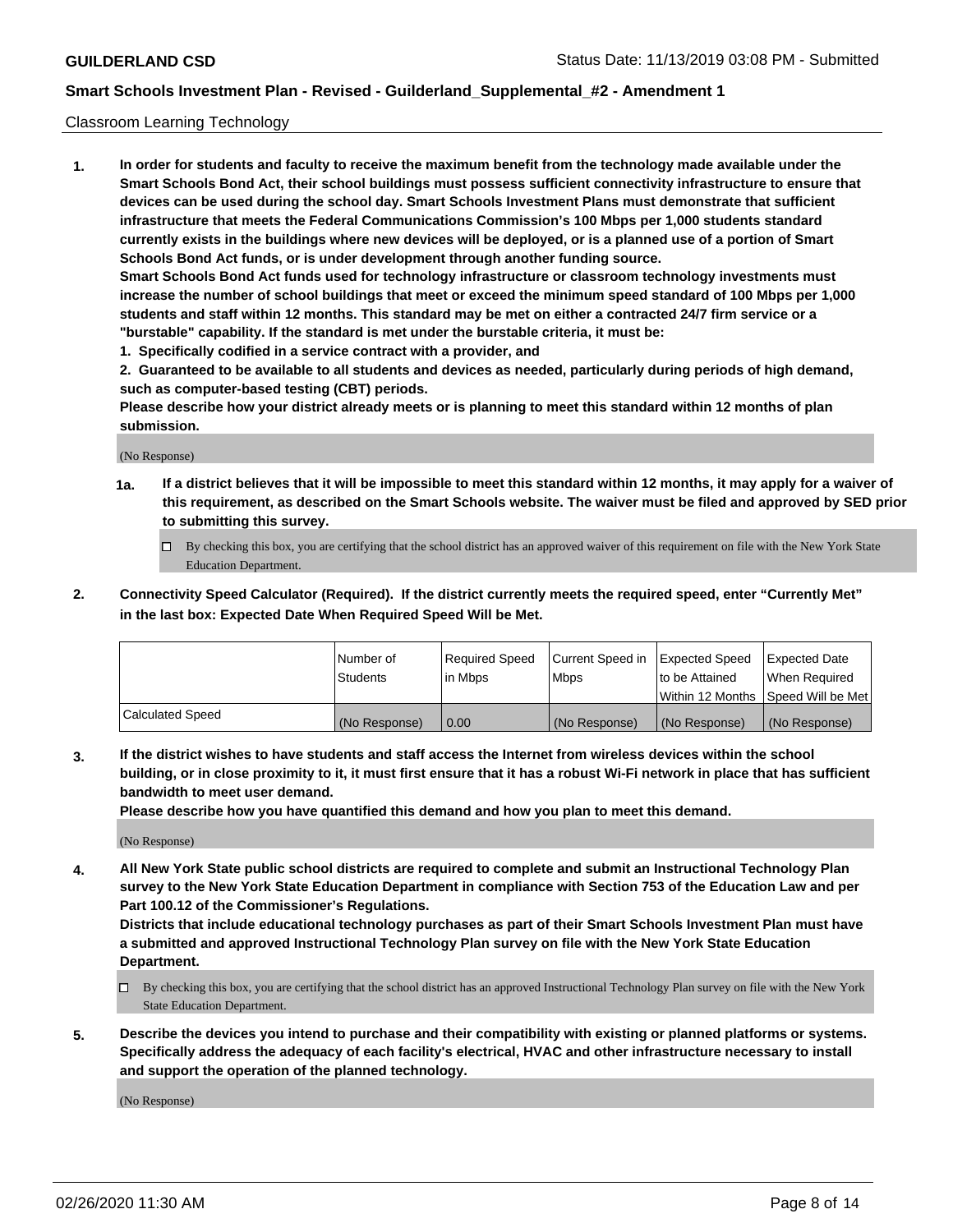Classroom Learning Technology

**1. In order for students and faculty to receive the maximum benefit from the technology made available under the Smart Schools Bond Act, their school buildings must possess sufficient connectivity infrastructure to ensure that devices can be used during the school day. Smart Schools Investment Plans must demonstrate that sufficient infrastructure that meets the Federal Communications Commission's 100 Mbps per 1,000 students standard currently exists in the buildings where new devices will be deployed, or is a planned use of a portion of Smart Schools Bond Act funds, or is under development through another funding source.**

**Smart Schools Bond Act funds used for technology infrastructure or classroom technology investments must increase the number of school buildings that meet or exceed the minimum speed standard of 100 Mbps per 1,000 students and staff within 12 months. This standard may be met on either a contracted 24/7 firm service or a "burstable" capability. If the standard is met under the burstable criteria, it must be:**

**1. Specifically codified in a service contract with a provider, and**

**2. Guaranteed to be available to all students and devices as needed, particularly during periods of high demand, such as computer-based testing (CBT) periods.**

**Please describe how your district already meets or is planning to meet this standard within 12 months of plan submission.**

(No Response)

**1a. If a district believes that it will be impossible to meet this standard within 12 months, it may apply for a waiver of this requirement, as described on the Smart Schools website. The waiver must be filed and approved by SED prior to submitting this survey.**

- ☐ By checking this box, you are certifying that the school district has an approved waiver of this requirement on file with the New York State Education Department.

**2. Connectivity Speed Calculator (Required). If the district currently meets the required speed, enter "Currently Met" in the last box: Expected Date When Required Speed Will be Met.**

| | Number of Students | Required Speed in Mbps | Current Speed in Mbps | Expected Speed to be Attained Within 12 Months | Expected Date When Required Speed Will be Met |
|---|---|---|---|---|---|
| Calculated Speed | (No Response) | 0.00 | (No Response) | (No Response) | (No Response) |

**3. If the district wishes to have students and staff access the Internet from wireless devices within the school building, or in close proximity to it, it must first ensure that it has a robust Wi-Fi network in place that has sufficient bandwidth to meet user demand.**

**Please describe how you have quantified this demand and how you plan to meet this demand.**

(No Response)

**4. All New York State public school districts are required to complete and submit an Instructional Technology Plan survey to the New York State Education Department in compliance with Section 753 of the Education Law and per Part 100.12 of the Commissioner's Regulations.**

**Districts that include educational technology purchases as part of their Smart Schools Investment Plan must have a submitted and approved Instructional Technology Plan survey on file with the New York State Education Department.**

- ☐ By checking this box, you are certifying that the school district has an approved Instructional Technology Plan survey on file with the New York State Education Department.

**5. Describe the devices you intend to purchase and their compatibility with existing or planned platforms or systems. Specifically address the adequacy of each facility's electrical, HVAC and other infrastructure necessary to install and support the operation of the planned technology.**

(No Response)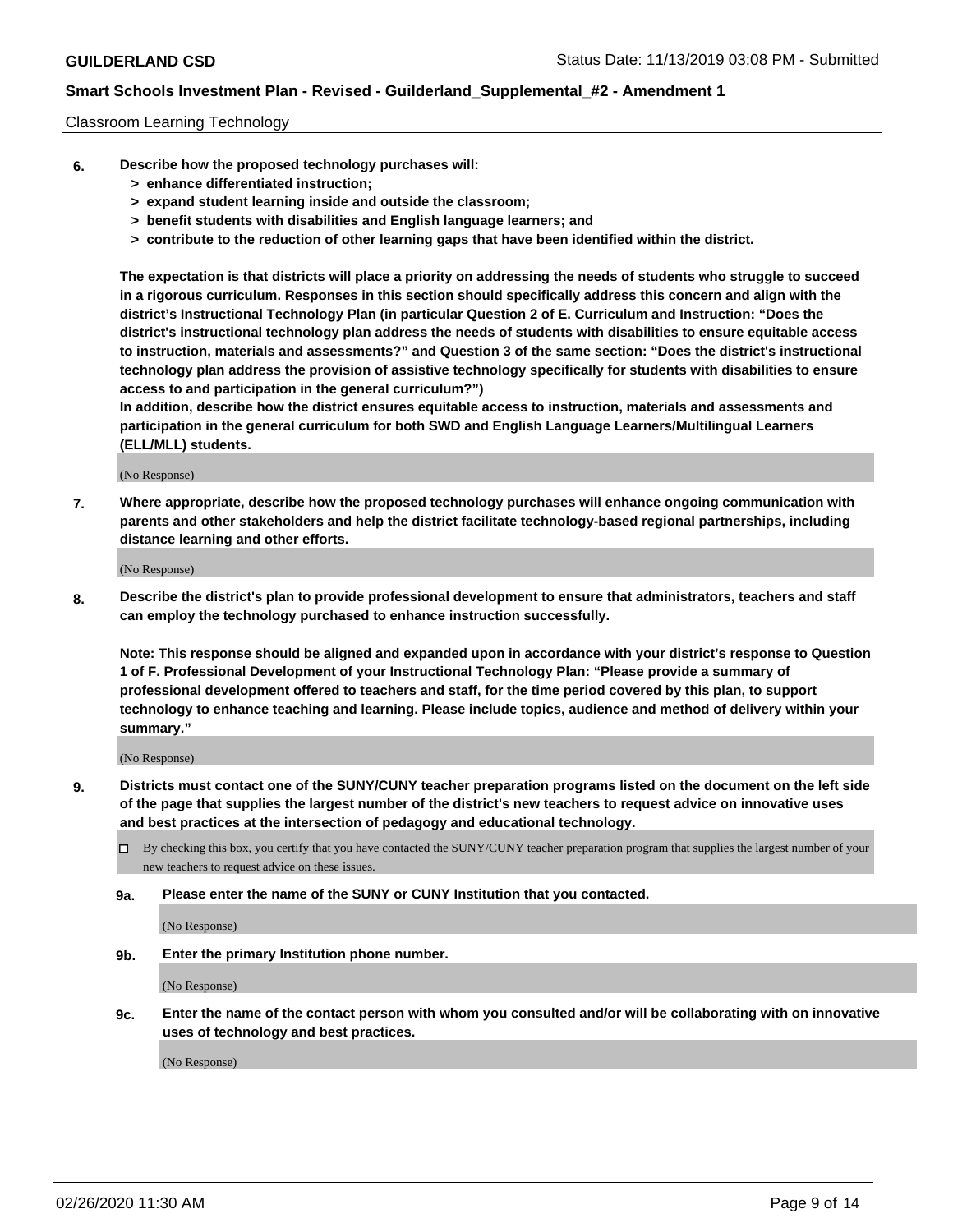Classroom Learning Technology

**6. Describe how the proposed technology purchases will:**
- **> enhance differentiated instruction;**
- **> expand student learning inside and outside the classroom;**
- **> benefit students with disabilities and English language learners; and**
- **> contribute to the reduction of other learning gaps that have been identified within the district.**

**The expectation is that districts will place a priority on addressing the needs of students who struggle to succeed in a rigorous curriculum. Responses in this section should specifically address this concern and align with the district's Instructional Technology Plan (in particular Question 2 of E. Curriculum and Instruction: "Does the district's instructional technology plan address the needs of students with disabilities to ensure equitable access to instruction, materials and assessments?" and Question 3 of the same section: "Does the district's instructional technology plan address the provision of assistive technology specifically for students with disabilities to ensure access to and participation in the general curriculum?")**

**In addition, describe how the district ensures equitable access to instruction, materials and assessments and participation in the general curriculum for both SWD and English Language Learners/Multilingual Learners (ELL/MLL) students.**

(No Response)

**7. Where appropriate, describe how the proposed technology purchases will enhance ongoing communication with parents and other stakeholders and help the district facilitate technology-based regional partnerships, including distance learning and other efforts.**

(No Response)

**8. Describe the district's plan to provide professional development to ensure that administrators, teachers and staff can employ the technology purchased to enhance instruction successfully.**

**Note: This response should be aligned and expanded upon in accordance with your district's response to Question 1 of F. Professional Development of your Instructional Technology Plan: "Please provide a summary of professional development offered to teachers and staff, for the time period covered by this plan, to support technology to enhance teaching and learning. Please include topics, audience and method of delivery within your summary."**

(No Response)

**9. Districts must contact one of the SUNY/CUNY teacher preparation programs listed on the document on the left side of the page that supplies the largest number of the district's new teachers to request advice on innovative uses and best practices at the intersection of pedagogy and educational technology.**

☐ By checking this box, you certify that you have contacted the SUNY/CUNY teacher preparation program that supplies the largest number of your new teachers to request advice on these issues.

**9a. Please enter the name of the SUNY or CUNY Institution that you contacted.**

(No Response)

**9b. Enter the primary Institution phone number.**

(No Response)

**9c. Enter the name of the contact person with whom you consulted and/or will be collaborating with on innovative uses of technology and best practices.**

(No Response)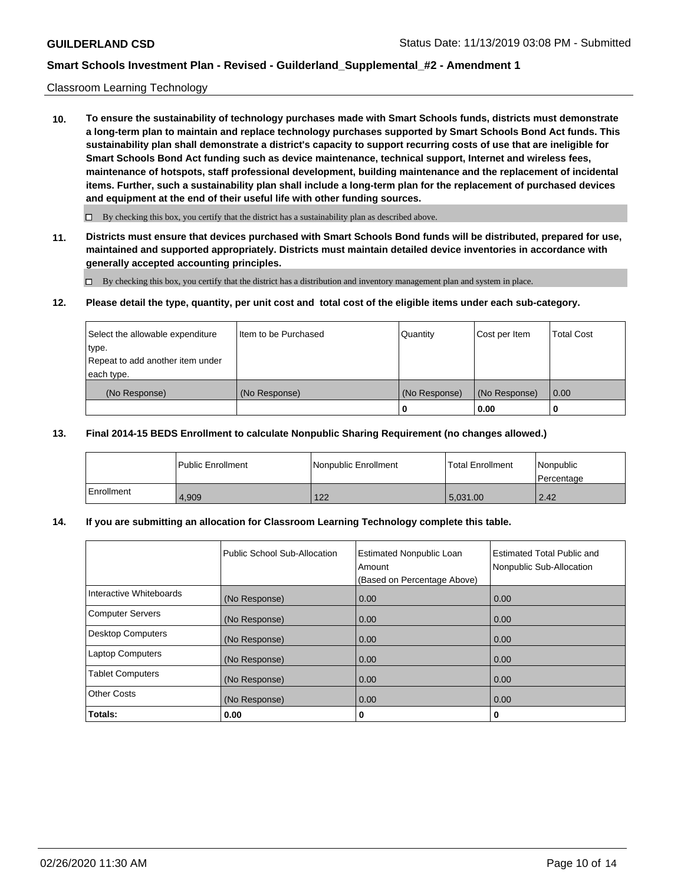Classroom Learning Technology

**10. To ensure the sustainability of technology purchases made with Smart Schools funds, districts must demonstrate a long-term plan to maintain and replace technology purchases supported by Smart Schools Bond Act funds. This sustainability plan shall demonstrate a district's capacity to support recurring costs of use that are ineligible for Smart Schools Bond Act funding such as device maintenance, technical support, Internet and wireless fees, maintenance of hotspots, staff professional development, building maintenance and the replacement of incidental items. Further, such a sustainability plan shall include a long-term plan for the replacement of purchased devices and equipment at the end of their useful life with other funding sources.**

☐ By checking this box, you certify that the district has a sustainability plan as described above.

**11. Districts must ensure that devices purchased with Smart Schools Bond funds will be distributed, prepared for use, maintained and supported appropriately. Districts must maintain detailed device inventories in accordance with generally accepted accounting principles.**

☐ By checking this box, you certify that the district has a distribution and inventory management plan and system in place.

**12. Please detail the type, quantity, per unit cost and total cost of the eligible items under each sub-category.**

| Select the allowable expenditure type. Repeat to add another item under each type. | Item to be Purchased | Quantity | Cost per Item | Total Cost |
|---|---|---|---|---|
| (No Response) | (No Response) | (No Response) | (No Response) | 0.00 |
| | | **0** | **0.00** | **0** |

**13. Final 2014-15 BEDS Enrollment to calculate Nonpublic Sharing Requirement (no changes allowed.)**

| | Public Enrollment | Nonpublic Enrollment | Total Enrollment | Nonpublic Percentage |
|---|---|---|---|---|
| Enrollment | 4,909 | 122 | 5,031.00 | 2.42 |

**14. If you are submitting an allocation for Classroom Learning Technology complete this table.**

| | Public School Sub-Allocation | Estimated Nonpublic Loan Amount (Based on Percentage Above) | Estimated Total Public and Nonpublic Sub-Allocation |
|---|---|---|---|
| Interactive Whiteboards | (No Response) | 0.00 | 0.00 |
| Computer Servers | (No Response) | 0.00 | 0.00 |
| Desktop Computers | (No Response) | 0.00 | 0.00 |
| Laptop Computers | (No Response) | 0.00 | 0.00 |
| Tablet Computers | (No Response) | 0.00 | 0.00 |
| Other Costs | (No Response) | 0.00 | 0.00 |
| **Totals:** | **0.00** | **0** | **0** |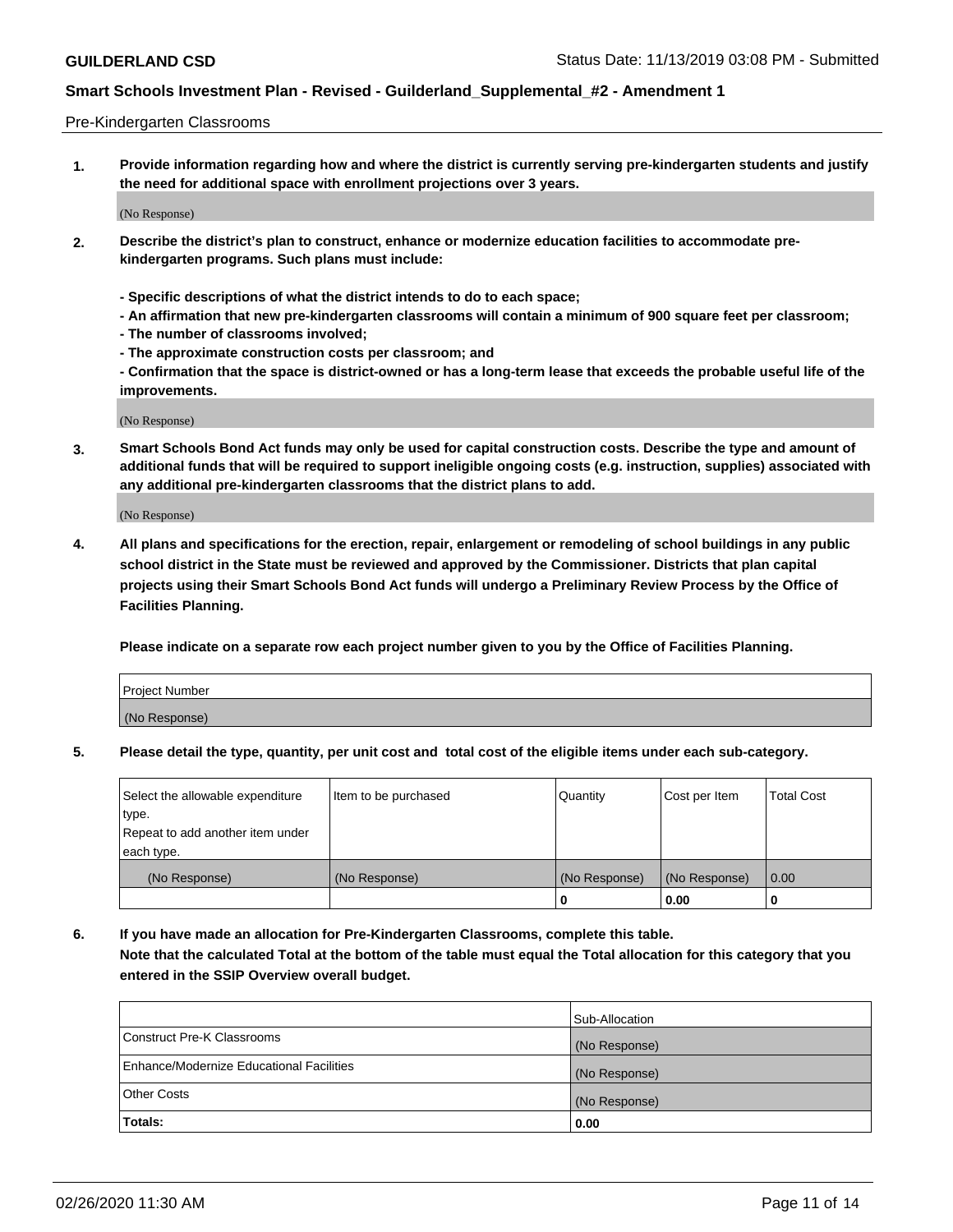## Pre-Kindergarten Classrooms

**1. Provide information regarding how and where the district is currently serving pre-kindergarten students and justify the need for additional space with enrollment projections over 3 years.**

(No Response)

**2. Describe the district's plan to construct, enhance or modernize education facilities to accommodate pre-kindergarten programs. Such plans must include:**

**- Specific descriptions of what the district intends to do to each space;**
**- An affirmation that new pre-kindergarten classrooms will contain a minimum of 900 square feet per classroom;**
**- The number of classrooms involved;**
**- The approximate construction costs per classroom; and**
**- Confirmation that the space is district-owned or has a long-term lease that exceeds the probable useful life of the improvements.**

(No Response)

**3. Smart Schools Bond Act funds may only be used for capital construction costs. Describe the type and amount of additional funds that will be required to support ineligible ongoing costs (e.g. instruction, supplies) associated with any additional pre-kindergarten classrooms that the district plans to add.**

(No Response)

**4. All plans and specifications for the erection, repair, enlargement or remodeling of school buildings in any public school district in the State must be reviewed and approved by the Commissioner. Districts that plan capital projects using their Smart Schools Bond Act funds will undergo a Preliminary Review Process by the Office of Facilities Planning.**

**Please indicate on a separate row each project number given to you by the Office of Facilities Planning.**

| Project Number |
|---|
| (No Response) |

**5. Please detail the type, quantity, per unit cost and total cost of the eligible items under each sub-category.**

| Select the allowable expenditure type. Repeat to add another item under each type. | Item to be purchased | Quantity | Cost per Item | Total Cost |
|---|---|---|---|---|
| (No Response) | (No Response) | (No Response) | (No Response) | 0.00 |
| | | 0 | 0.00 | 0 |

**6. If you have made an allocation for Pre-Kindergarten Classrooms, complete this table. Note that the calculated Total at the bottom of the table must equal the Total allocation for this category that you entered in the SSIP Overview overall budget.**

| | Sub-Allocation |
|---|---|
| Construct Pre-K Classrooms | (No Response) |
| Enhance/Modernize Educational Facilities | (No Response) |
| Other Costs | (No Response) |
| **Totals:** | **0.00** |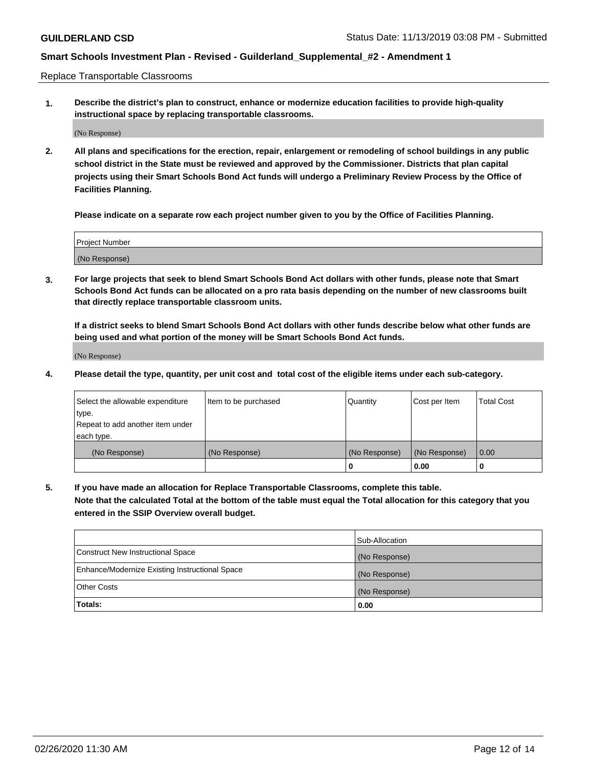Replace Transportable Classrooms

1. **Describe the district's plan to construct, enhance or modernize education facilities to provide high-quality instructional space by replacing transportable classrooms.**

   (No Response)

2. **All plans and specifications for the erection, repair, enlargement or remodeling of school buildings in any public school district in the State must be reviewed and approved by the Commissioner. Districts that plan capital projects using their Smart Schools Bond Act funds will undergo a Preliminary Review Process by the Office of Facilities Planning.**

   **Please indicate on a separate row each project number given to you by the Office of Facilities Planning.**

| Project Number |
|---|
| (No Response) |

3. **For large projects that seek to blend Smart Schools Bond Act dollars with other funds, please note that Smart Schools Bond Act funds can be allocated on a pro rata basis depending on the number of new classrooms built that directly replace transportable classroom units.**

   **If a district seeks to blend Smart Schools Bond Act dollars with other funds describe below what other funds are being used and what portion of the money will be Smart Schools Bond Act funds.**

   (No Response)

4. **Please detail the type, quantity, per unit cost and total cost of the eligible items under each sub-category.**

| Select the allowable expenditure type. Repeat to add another item under each type. | Item to be purchased | Quantity | Cost per Item | Total Cost |
|---|---|---|---|---|
| (No Response) | (No Response) | (No Response) | (No Response) | 0.00 |
| | | 0 | 0.00 | 0 |

5. **If you have made an allocation for Replace Transportable Classrooms, complete this table. Note that the calculated Total at the bottom of the table must equal the Total allocation for this category that you entered in the SSIP Overview overall budget.**

| | Sub-Allocation |
|---|---|
| Construct New Instructional Space | (No Response) |
| Enhance/Modernize Existing Instructional Space | (No Response) |
| Other Costs | (No Response) |
| **Totals:** | **0.00** |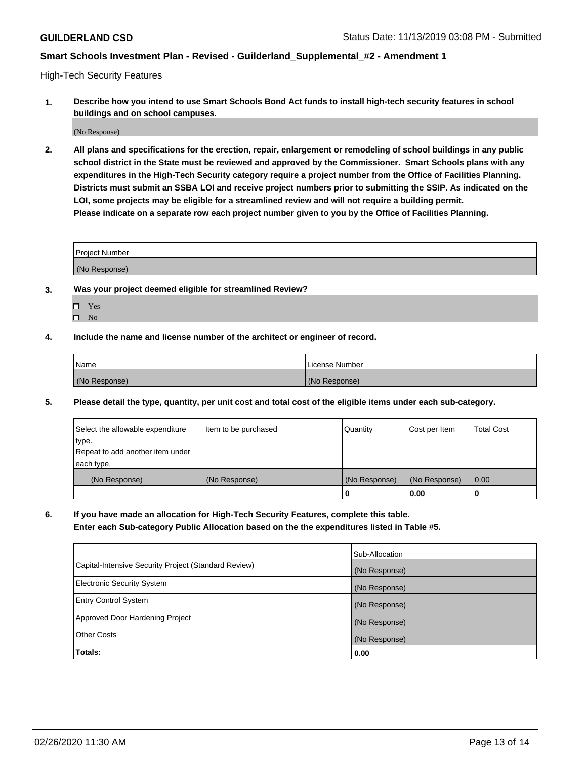High-Tech Security Features

**1. Describe how you intend to use Smart Schools Bond Act funds to install high-tech security features in school buildings and on school campuses.**

(No Response)

**2. All plans and specifications for the erection, repair, enlargement or remodeling of school buildings in any public school district in the State must be reviewed and approved by the Commissioner. Smart Schools plans with any expenditures in the High-Tech Security category require a project number from the Office of Facilities Planning. Districts must submit an SSBA LOI and receive project numbers prior to submitting the SSIP. As indicated on the LOI, some projects may be eligible for a streamlined review and will not require a building permit.**
**Please indicate on a separate row each project number given to you by the Office of Facilities Planning.**

| Project Number |
| --- |
| (No Response) |

**3. Was your project deemed eligible for streamlined Review?**

- ☐ Yes
- ☐ No

**4. Include the name and license number of the architect or engineer of record.**

| Name | License Number |
| --- | --- |
| (No Response) | (No Response) |

**5. Please detail the type, quantity, per unit cost and total cost of the eligible items under each sub-category.**

| Select the allowable expenditure type. Repeat to add another item under each type. | Item to be purchased | Quantity | Cost per Item | Total Cost |
| --- | --- | --- | --- | --- |
| (No Response) | (No Response) | (No Response) | (No Response) | 0.00 |
| | | 0 | 0.00 | 0 |

**6. If you have made an allocation for High-Tech Security Features, complete this table.**
**Enter each Sub-category Public Allocation based on the the expenditures listed in Table #5.**

| | Sub-Allocation |
| --- | --- |
| Capital-Intensive Security Project (Standard Review) | (No Response) |
| Electronic Security System | (No Response) |
| Entry Control System | (No Response) |
| Approved Door Hardening Project | (No Response) |
| Other Costs | (No Response) |
| **Totals:** | **0.00** |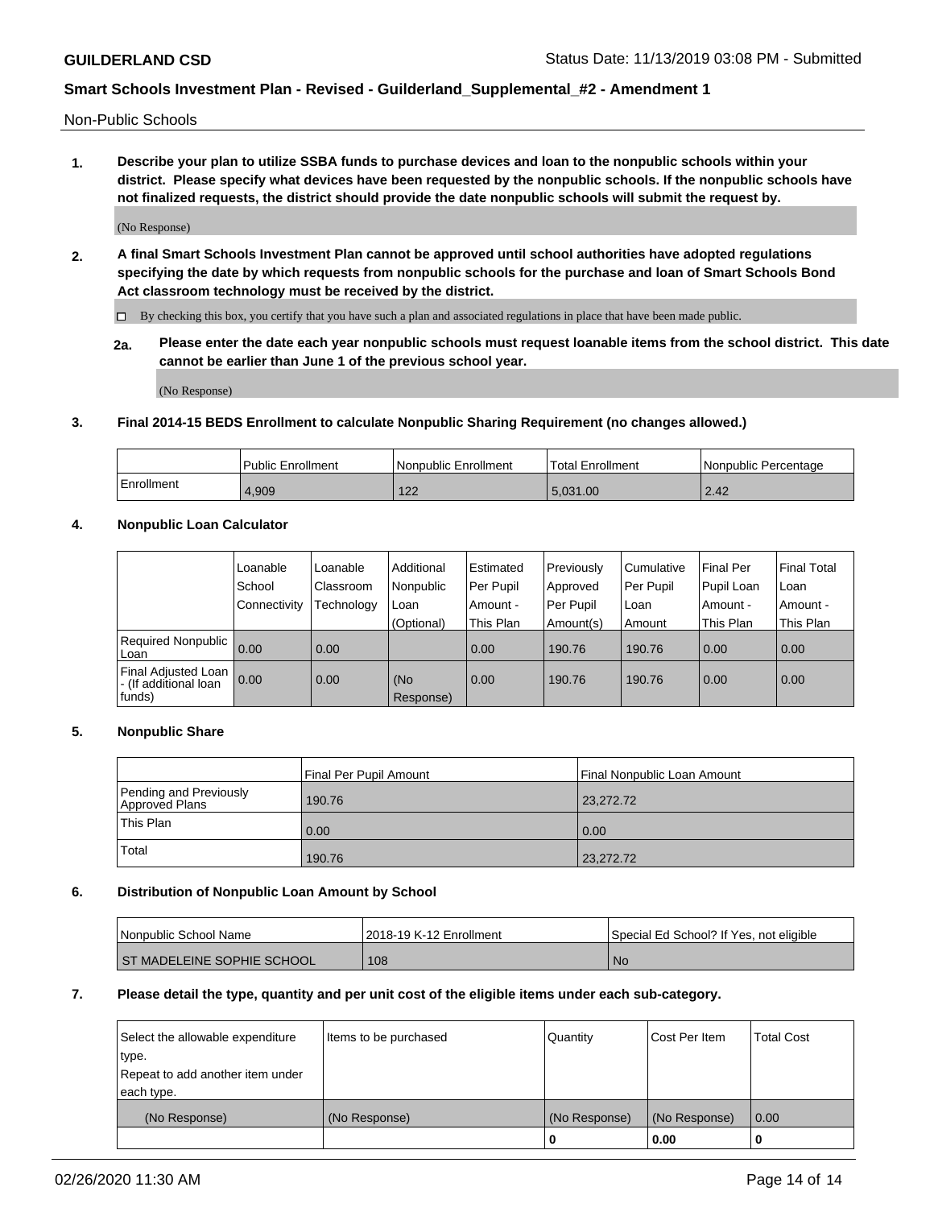Non-Public Schools

**1. Describe your plan to utilize SSBA funds to purchase devices and loan to the nonpublic schools within your district. Please specify what devices have been requested by the nonpublic schools. If the nonpublic schools have not finalized requests, the district should provide the date nonpublic schools will submit the request by.**

(No Response)

**2. A final Smart Schools Investment Plan cannot be approved until school authorities have adopted regulations specifying the date by which requests from nonpublic schools for the purchase and loan of Smart Schools Bond Act classroom technology must be received by the district.**

☐ By checking this box, you certify that you have such a plan and associated regulations in place that have been made public.

**2a. Please enter the date each year nonpublic schools must request loanable items from the school district. This date cannot be earlier than June 1 of the previous school year.**

(No Response)

**3. Final 2014-15 BEDS Enrollment to calculate Nonpublic Sharing Requirement (no changes allowed.)**

| | Public Enrollment | Nonpublic Enrollment | Total Enrollment | Nonpublic Percentage |
|---|---|---|---|---|
| Enrollment | 4,909 | 122 | 5,031.00 | 2.42 |

**4. Nonpublic Loan Calculator**

| | Loanable School Connectivity | Loanable Classroom Technology | Additional Nonpublic Loan (Optional) | Estimated Per Pupil Amount - This Plan | Previously Approved Per Pupil Amount(s) | Cumulative Per Pupil Loan Amount | Final Per Pupil Loan Amount - This Plan | Final Total Loan Amount - This Plan |
|---|---|---|---|---|---|---|---|---|
| Required Nonpublic Loan | 0.00 | 0.00 | | 0.00 | 190.76 | 190.76 | 0.00 | 0.00 |
| Final Adjusted Loan - (If additional loan funds) | 0.00 | 0.00 | (No Response) | 0.00 | 190.76 | 190.76 | 0.00 | 0.00 |

**5. Nonpublic Share**

| | Final Per Pupil Amount | Final Nonpublic Loan Amount |
|---|---|---|
| Pending and Previously Approved Plans | 190.76 | 23,272.72 |
| This Plan | 0.00 | 0.00 |
| Total | 190.76 | 23,272.72 |

**6. Distribution of Nonpublic Loan Amount by School**

| Nonpublic School Name | 2018-19 K-12 Enrollment | Special Ed School? If Yes, not eligible |
|---|---|---|
| ST MADELEINE SOPHIE SCHOOL | 108 | No |

**7. Please detail the type, quantity and per unit cost of the eligible items under each sub-category.**

| Select the allowable expenditure type. Repeat to add another item under each type. | Items to be purchased | Quantity | Cost Per Item | Total Cost |
|---|---|---|---|---|
| (No Response) | (No Response) | (No Response) | (No Response) | 0.00 |
| | | 0 | 0.00 | 0 |